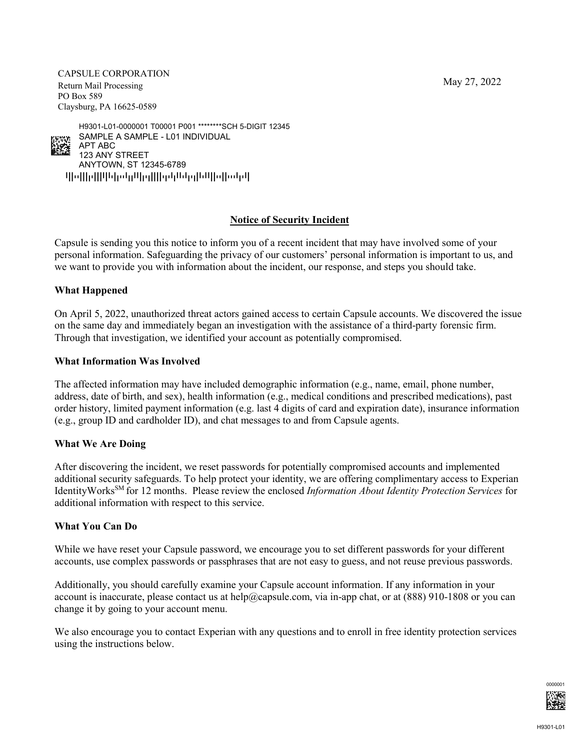CAPSULE CORPORATION
Return Mail Processing
PO Box 589
Claysburg, PA 16625-0589

May 27, 2022

H9301-L01-0000001 T00001 P001 ********SCH 5-DIGIT 12345
SAMPLE A SAMPLE - L01 INDIVIDUAL
APT ABC
123 ANY STREET
ANYTOWN, ST 12345-6789

## Notice of Security Incident

Capsule is sending you this notice to inform you of a recent incident that may have involved some of your personal information. Safeguarding the privacy of our customers' personal information is important to us, and we want to provide you with information about the incident, our response, and steps you should take.

### What Happened

On April 5, 2022, unauthorized threat actors gained access to certain Capsule accounts. We discovered the issue on the same day and immediately began an investigation with the assistance of a third-party forensic firm. Through that investigation, we identified your account as potentially compromised.

### What Information Was Involved

The affected information may have included demographic information (e.g., name, email, phone number, address, date of birth, and sex), health information (e.g., medical conditions and prescribed medications), past order history, limited payment information (e.g. last 4 digits of card and expiration date), insurance information (e.g., group ID and cardholder ID), and chat messages to and from Capsule agents.

### What We Are Doing

After discovering the incident, we reset passwords for potentially compromised accounts and implemented additional security safeguards. To help protect your identity, we are offering complimentary access to Experian IdentityWorks℠ for 12 months. Please review the enclosed *Information About Identity Protection Services* for additional information with respect to this service.

### What You Can Do

While we have reset your Capsule password, we encourage you to set different passwords for your different accounts, use complex passwords or passphrases that are not easy to guess, and not reuse previous passwords.

Additionally, you should carefully examine your Capsule account information. If any information in your account is inaccurate, please contact us at help@capsule.com, via in-app chat, or at (888) 910-1808 or you can change it by going to your account menu.

We also encourage you to contact Experian with any questions and to enroll in free identity protection services using the instructions below.

0000001

H9301-L01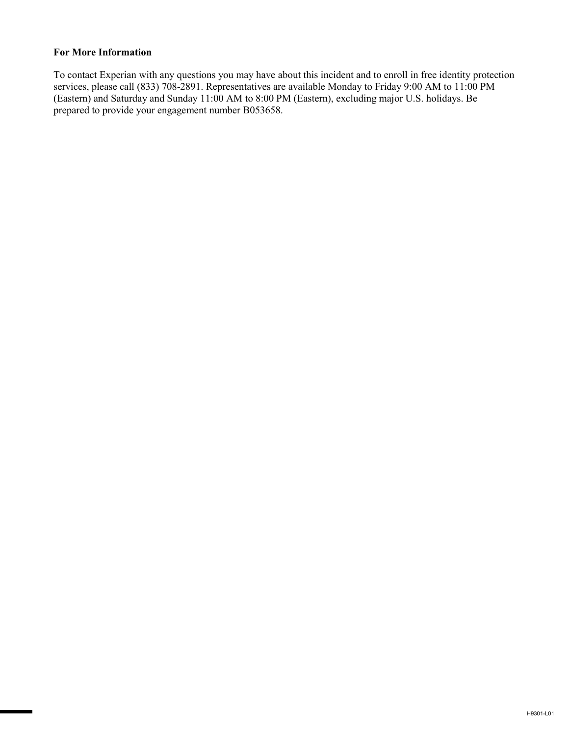**For More Information**

To contact Experian with any questions you may have about this incident and to enroll in free identity protection services, please call (833) 708-2891. Representatives are available Monday to Friday 9:00 AM to 11:00 PM (Eastern) and Saturday and Sunday 11:00 AM to 8:00 PM (Eastern), excluding major U.S. holidays. Be prepared to provide your engagement number B053658.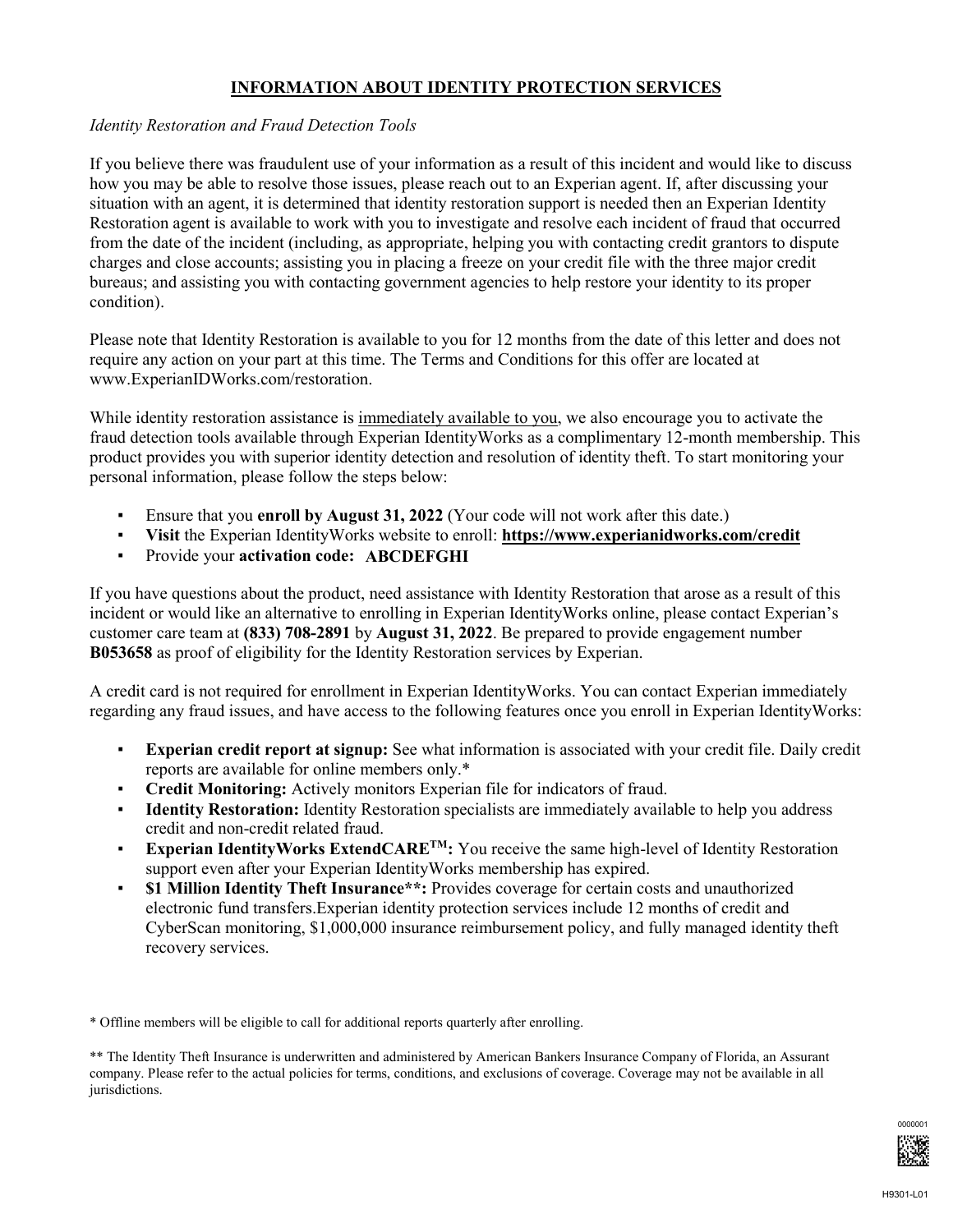# INFORMATION ABOUT IDENTITY PROTECTION SERVICES

*Identity Restoration and Fraud Detection Tools*

If you believe there was fraudulent use of your information as a result of this incident and would like to discuss how you may be able to resolve those issues, please reach out to an Experian agent. If, after discussing your situation with an agent, it is determined that identity restoration support is needed then an Experian Identity Restoration agent is available to work with you to investigate and resolve each incident of fraud that occurred from the date of the incident (including, as appropriate, helping you with contacting credit grantors to dispute charges and close accounts; assisting you in placing a freeze on your credit file with the three major credit bureaus; and assisting you with contacting government agencies to help restore your identity to its proper condition).

Please note that Identity Restoration is available to you for 12 months from the date of this letter and does not require any action on your part at this time. The Terms and Conditions for this offer are located at www.ExperianIDWorks.com/restoration.

While identity restoration assistance is <u>immediately available to you</u>, we also encourage you to activate the fraud detection tools available through Experian IdentityWorks as a complimentary 12-month membership. This product provides you with superior identity detection and resolution of identity theft. To start monitoring your personal information, please follow the steps below:

- Ensure that you **enroll by August 31, 2022** (Your code will not work after this date.)
- **Visit** the Experian IdentityWorks website to enroll: **https://www.experianidworks.com/credit**
- Provide your **activation code: ABCDEFGHI**

If you have questions about the product, need assistance with Identity Restoration that arose as a result of this incident or would like an alternative to enrolling in Experian IdentityWorks online, please contact Experian's customer care team at **(833) 708-2891** by **August 31, 2022**. Be prepared to provide engagement number **B053658** as proof of eligibility for the Identity Restoration services by Experian.

A credit card is not required for enrollment in Experian IdentityWorks. You can contact Experian immediately regarding any fraud issues, and have access to the following features once you enroll in Experian IdentityWorks:

- **Experian credit report at signup:** See what information is associated with your credit file. Daily credit reports are available for online members only.*
- **Credit Monitoring:** Actively monitors Experian file for indicators of fraud.
- **Identity Restoration:** Identity Restoration specialists are immediately available to help you address credit and non-credit related fraud.
- **Experian IdentityWorks ExtendCARE™:** You receive the same high-level of Identity Restoration support even after your Experian IdentityWorks membership has expired.
- **$1 Million Identity Theft Insurance**:** Provides coverage for certain costs and unauthorized electronic fund transfers.Experian identity protection services include 12 months of credit and CyberScan monitoring, $1,000,000 insurance reimbursement policy, and fully managed identity theft recovery services.

\* Offline members will be eligible to call for additional reports quarterly after enrolling.

** The Identity Theft Insurance is underwritten and administered by American Bankers Insurance Company of Florida, an Assurant company. Please refer to the actual policies for terms, conditions, and exclusions of coverage. Coverage may not be available in all jurisdictions.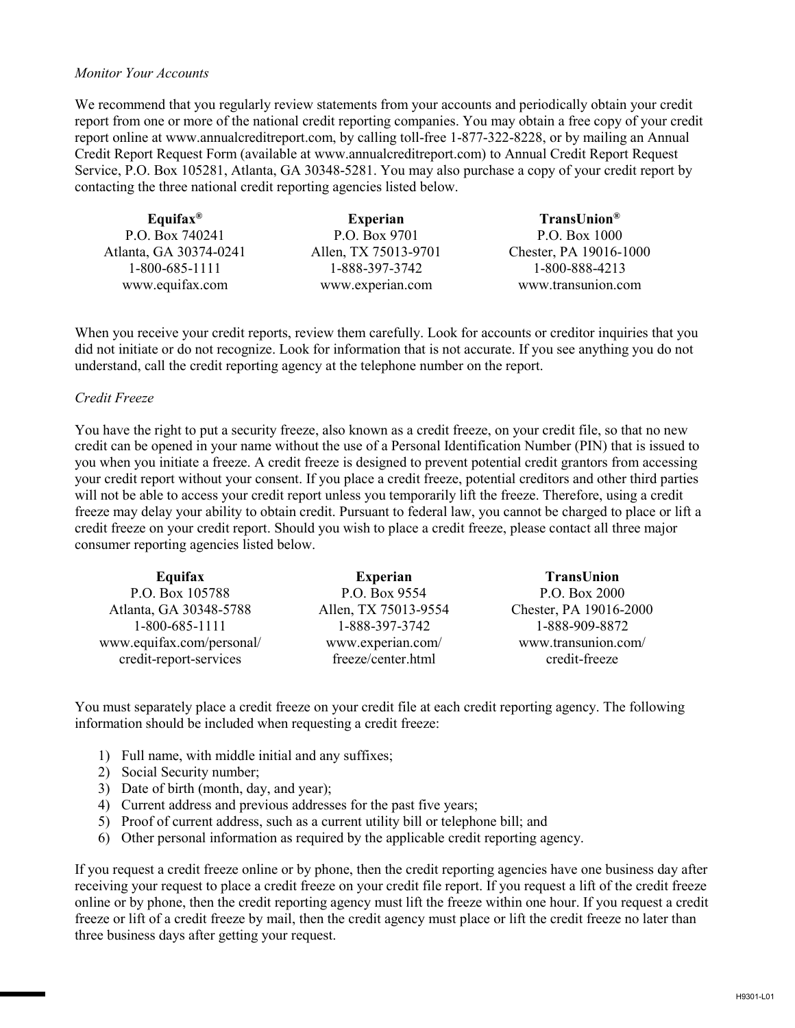*Monitor Your Accounts*

We recommend that you regularly review statements from your accounts and periodically obtain your credit report from one or more of the national credit reporting companies. You may obtain a free copy of your credit report online at www.annualcreditreport.com, by calling toll-free 1-877-322-8228, or by mailing an Annual Credit Report Request Form (available at www.annualcreditreport.com) to Annual Credit Report Request Service, P.O. Box 105281, Atlanta, GA 30348-5281. You may also purchase a copy of your credit report by contacting the three national credit reporting agencies listed below.

| **Equifax®** | **Experian** | **TransUnion®** |
|---|---|---|
| P.O. Box 740241 | P.O. Box 9701 | P.O. Box 1000 |
| Atlanta, GA 30374-0241 | Allen, TX 75013-9701 | Chester, PA 19016-1000 |
| 1-800-685-1111 | 1-888-397-3742 | 1-800-888-4213 |
| www.equifax.com | www.experian.com | www.transunion.com |

When you receive your credit reports, review them carefully. Look for accounts or creditor inquiries that you did not initiate or do not recognize. Look for information that is not accurate. If you see anything you do not understand, call the credit reporting agency at the telephone number on the report.

*Credit Freeze*

You have the right to put a security freeze, also known as a credit freeze, on your credit file, so that no new credit can be opened in your name without the use of a Personal Identification Number (PIN) that is issued to you when you initiate a freeze. A credit freeze is designed to prevent potential credit grantors from accessing your credit report without your consent. If you place a credit freeze, potential creditors and other third parties will not be able to access your credit report unless you temporarily lift the freeze. Therefore, using a credit freeze may delay your ability to obtain credit. Pursuant to federal law, you cannot be charged to place or lift a credit freeze on your credit report. Should you wish to place a credit freeze, please contact all three major consumer reporting agencies listed below.

| **Equifax** | **Experian** | **TransUnion** |
|---|---|---|
| P.O. Box 105788 | P.O. Box 9554 | P.O. Box 2000 |
| Atlanta, GA 30348-5788 | Allen, TX 75013-9554 | Chester, PA 19016-2000 |
| 1-800-685-1111 | 1-888-397-3742 | 1-888-909-8872 |
| www.equifax.com/personal/credit-report-services | www.experian.com/freeze/center.html | www.transunion.com/credit-freeze |

You must separately place a credit freeze on your credit file at each credit reporting agency. The following information should be included when requesting a credit freeze:

1) Full name, with middle initial and any suffixes;
2) Social Security number;
3) Date of birth (month, day, and year);
4) Current address and previous addresses for the past five years;
5) Proof of current address, such as a current utility bill or telephone bill; and
6) Other personal information as required by the applicable credit reporting agency.

If you request a credit freeze online or by phone, then the credit reporting agencies have one business day after receiving your request to place a credit freeze on your credit file report. If you request a lift of the credit freeze online or by phone, then the credit reporting agency must lift the freeze within one hour. If you request a credit freeze or lift of a credit freeze by mail, then the credit agency must place or lift the credit freeze no later than three business days after getting your request.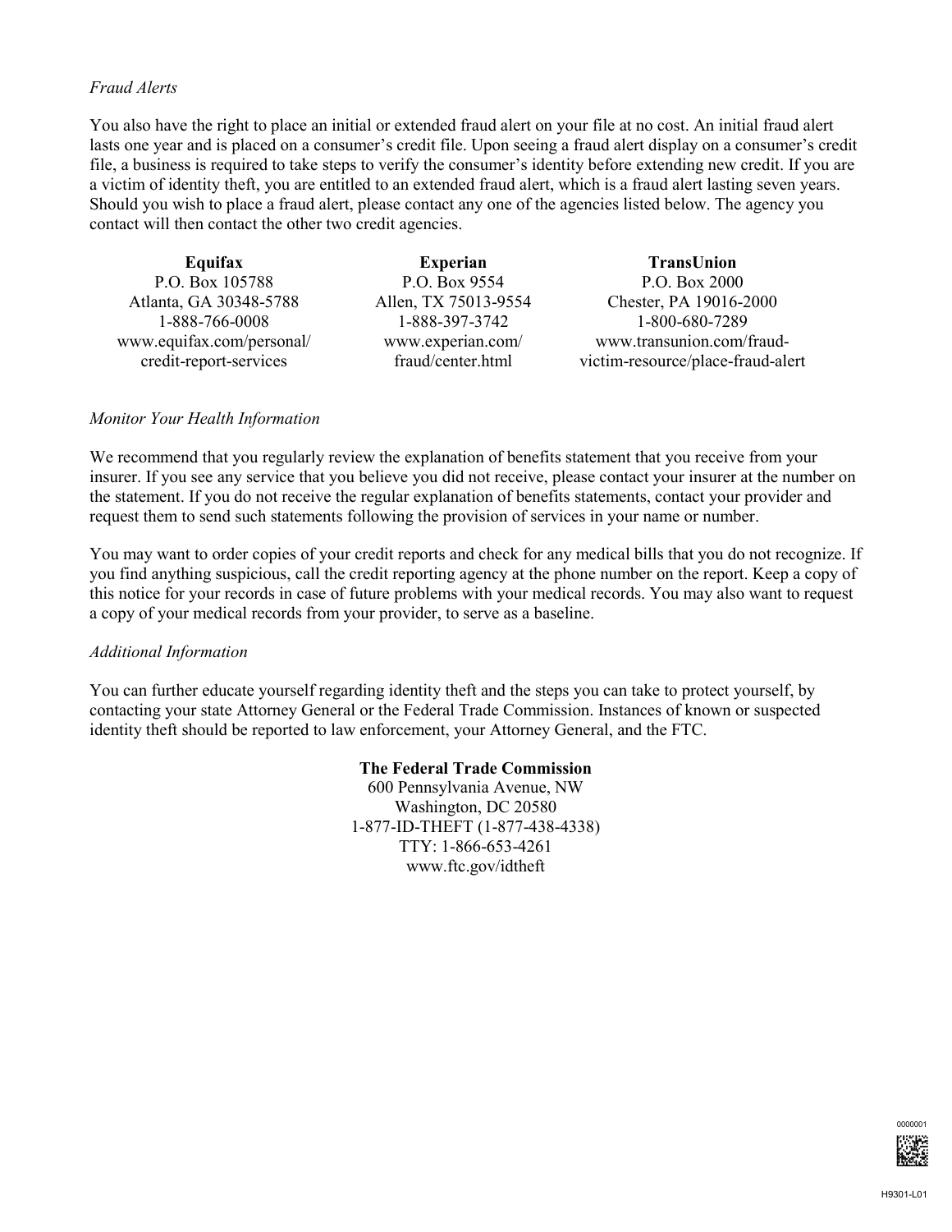*Fraud Alerts*

You also have the right to place an initial or extended fraud alert on your file at no cost. An initial fraud alert lasts one year and is placed on a consumer's credit file. Upon seeing a fraud alert display on a consumer's credit file, a business is required to take steps to verify the consumer's identity before extending new credit. If you are a victim of identity theft, you are entitled to an extended fraud alert, which is a fraud alert lasting seven years. Should you wish to place a fraud alert, please contact any one of the agencies listed below. The agency you contact will then contact the other two credit agencies.

| **Equifax** | **Experian** | **TransUnion** |
| --- | --- | --- |
| P.O. Box 105788 | P.O. Box 9554 | P.O. Box 2000 |
| Atlanta, GA 30348-5788 | Allen, TX 75013-9554 | Chester, PA 19016-2000 |
| 1-888-766-0008 | 1-888-397-3742 | 1-800-680-7289 |
| www.equifax.com/personal/credit-report-services | www.experian.com/fraud/center.html | www.transunion.com/fraud-victim-resource/place-fraud-alert |

*Monitor Your Health Information*

We recommend that you regularly review the explanation of benefits statement that you receive from your insurer. If you see any service that you believe you did not receive, please contact your insurer at the number on the statement. If you do not receive the regular explanation of benefits statements, contact your provider and request them to send such statements following the provision of services in your name or number.

You may want to order copies of your credit reports and check for any medical bills that you do not recognize. If you find anything suspicious, call the credit reporting agency at the phone number on the report. Keep a copy of this notice for your records in case of future problems with your medical records. You may also want to request a copy of your medical records from your provider, to serve as a baseline.

*Additional Information*

You can further educate yourself regarding identity theft and the steps you can take to protect yourself, by contacting your state Attorney General or the Federal Trade Commission. Instances of known or suspected identity theft should be reported to law enforcement, your Attorney General, and the FTC.

**The Federal Trade Commission**
600 Pennsylvania Avenue, NW
Washington, DC 20580
1-877-ID-THEFT (1-877-438-4338)
TTY: 1-866-653-4261
www.ftc.gov/idtheft

0000001

H9301-L01